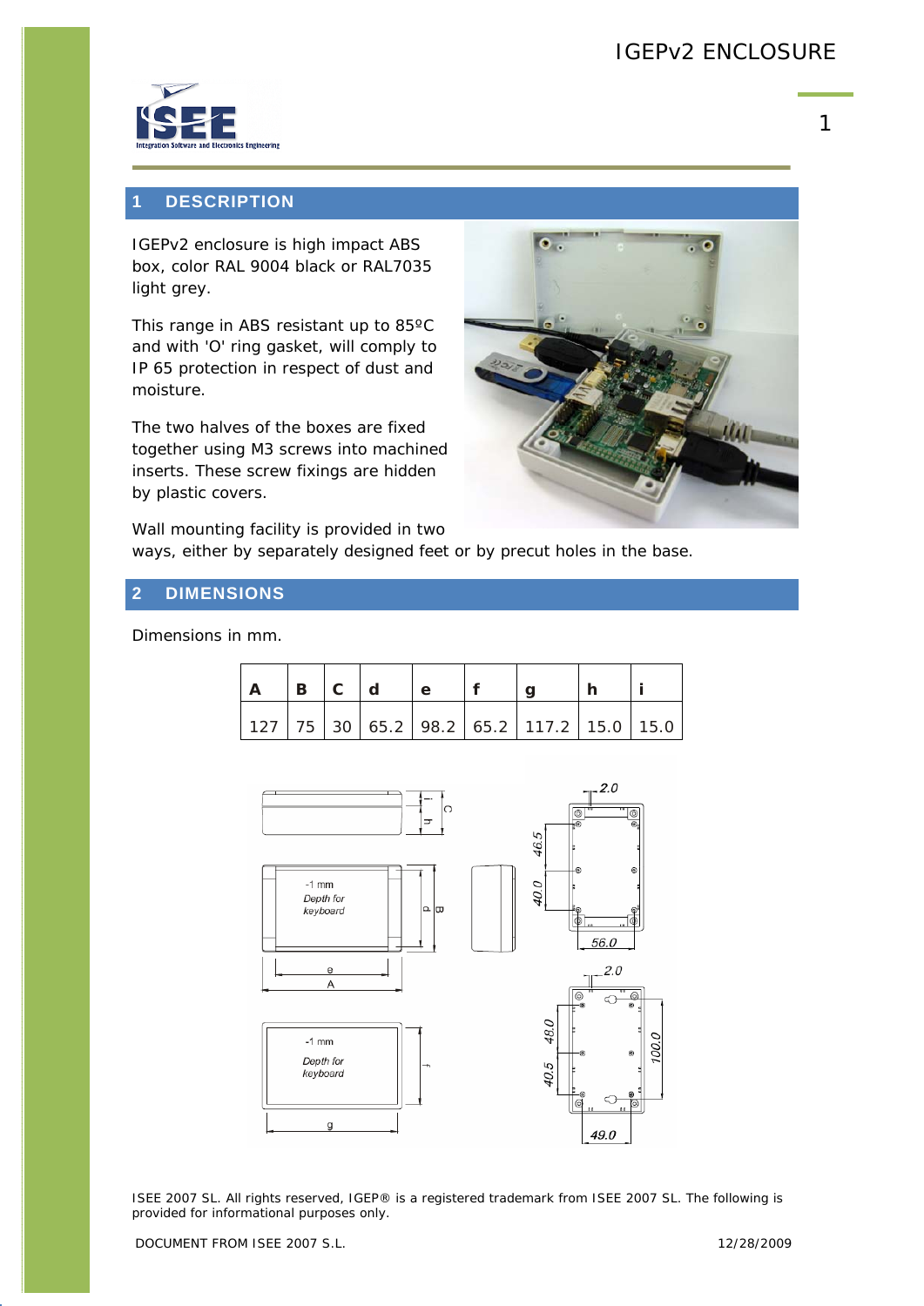## 1 DESCRIPTION

IGEPv2 enclosure is high impact ABS box, color RAL 9004 black or RAL7035 light grey.

This range in ABS resistant up to 85ºC and with 'O' ring gasket, will comply to IP 65 protection in respect of dust and moisture.

The two halves of the boxes are fixed together using M3 screws into machined inserts. These screw fixings are hidden by plastic covers.

Wall mounting facility is provided in two ways, either by separately designed feet or by precut holes in the base.

## 2 DIMENSIONS

Dimensions in mm.

| A | B | C | d | e | f | g | h | i |
|---|---|---|---|---|---|---|---|---|
| 127 | 75 | 30 | 65.2 | 98.2 | 65.2 | 117.2 | 15.0 | 15.0 |

ISEE 2007 SL. All rights reserved, IGEP® is a registered trademark from ISEE 2007 SL. The following is provided for informational purposes only.

DOCUMENT FROM ISEE 2007 S.L. 12/28/2009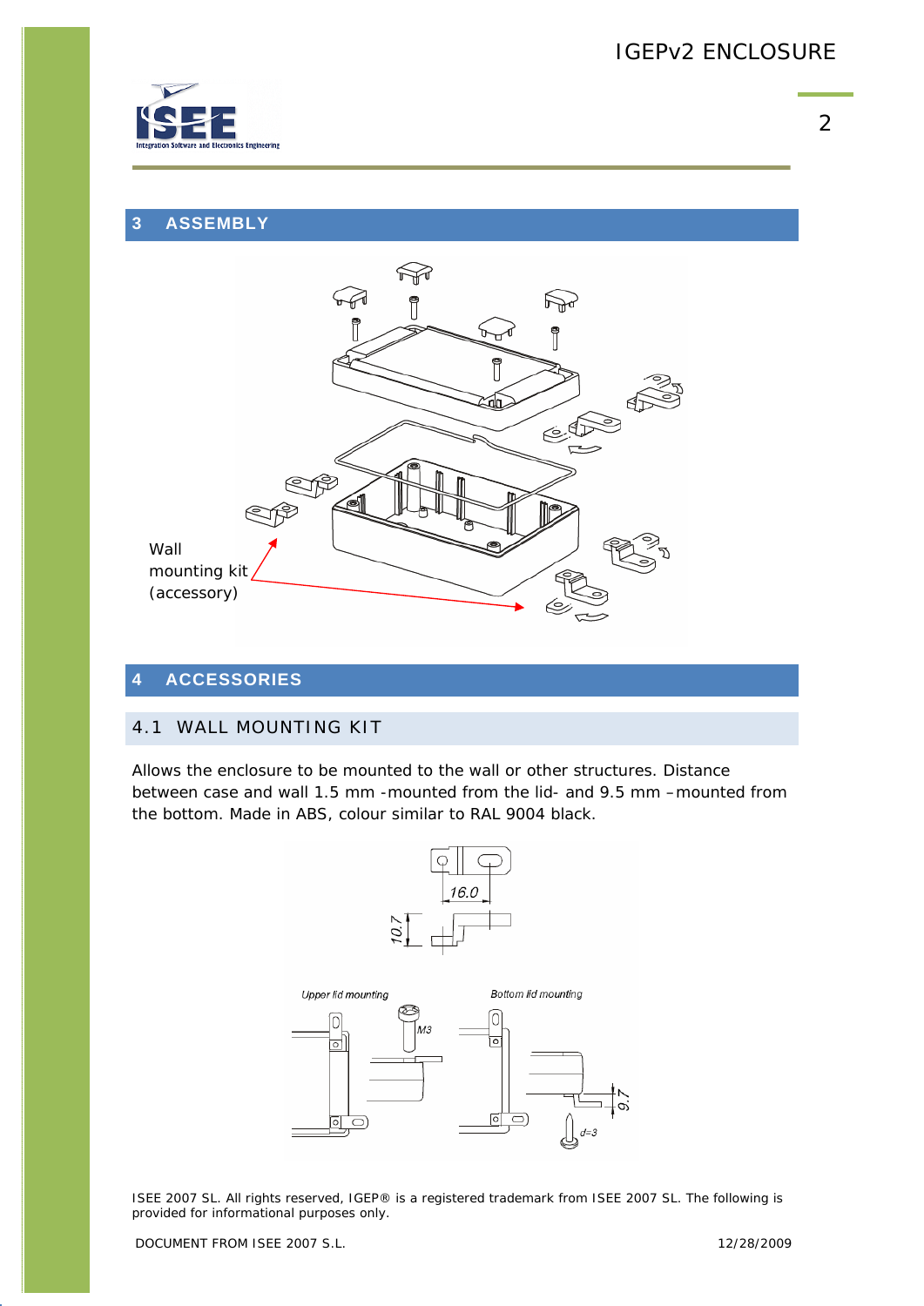## 3 ASSEMBLY

Wall mounting kit (accessory)

## 4 ACCESSORIES

### 4.1 WALL MOUNTING KIT

Allows the enclosure to be mounted to the wall or other structures. Distance between case and wall 1.5 mm -mounted from the lid- and 9.5 mm –mounted from the bottom. Made in ABS, colour similar to RAL 9004 black.

16.0

10.7

Upper lid mounting

M3

Bottom lid mounting

9.7

d=3

ISEE 2007 SL. All rights reserved, IGEP® is a registered trademark from ISEE 2007 SL. The following is provided for informational purposes only.

DOCUMENT FROM ISEE 2007 S.L. 12/28/2009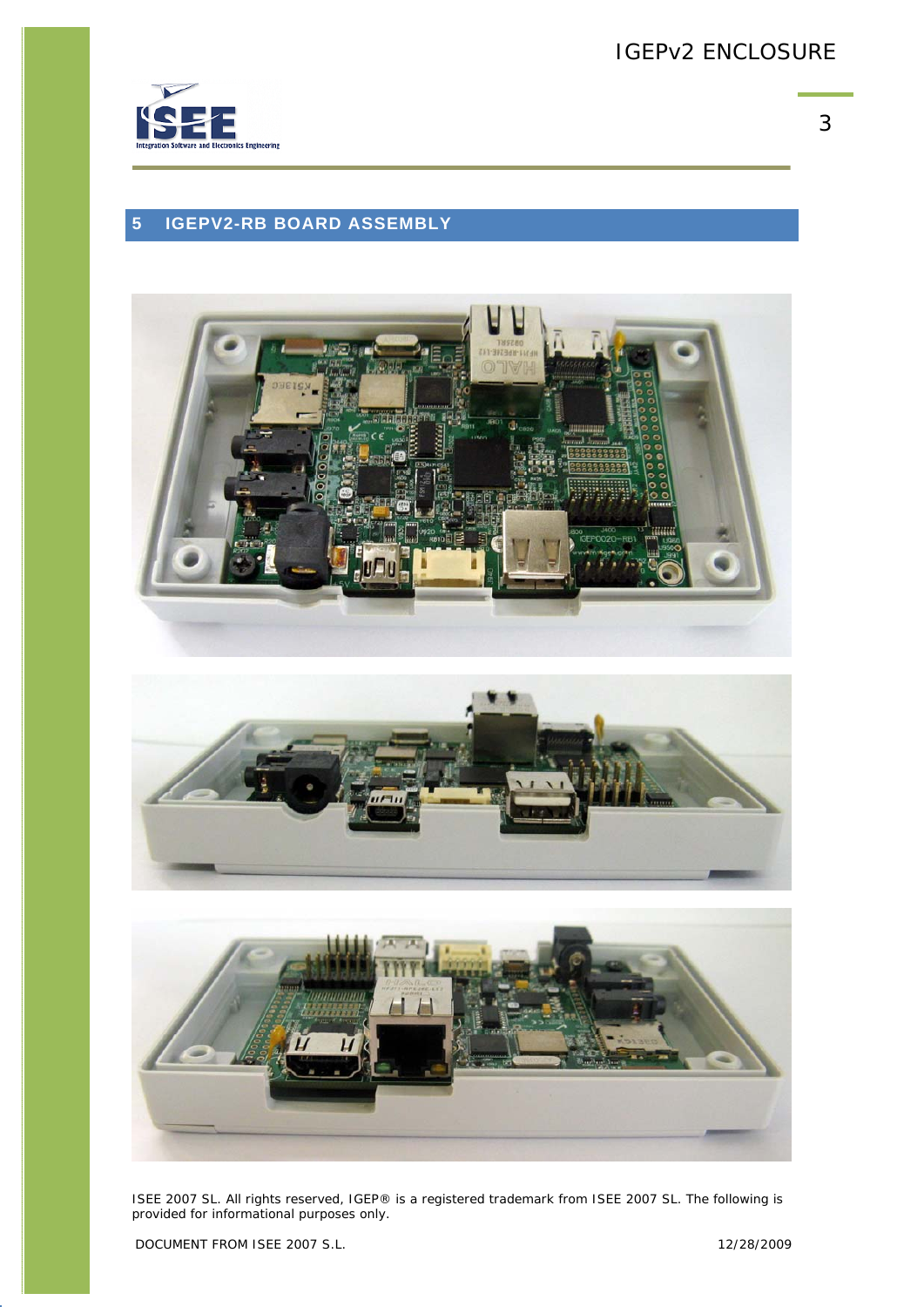## 5 IGEPV2-RB BOARD ASSEMBLY

ISEE 2007 SL. All rights reserved, IGEP® is a registered trademark from ISEE 2007 SL. The following is provided for informational purposes only.

DOCUMENT FROM ISEE 2007 S.L. 12/28/2009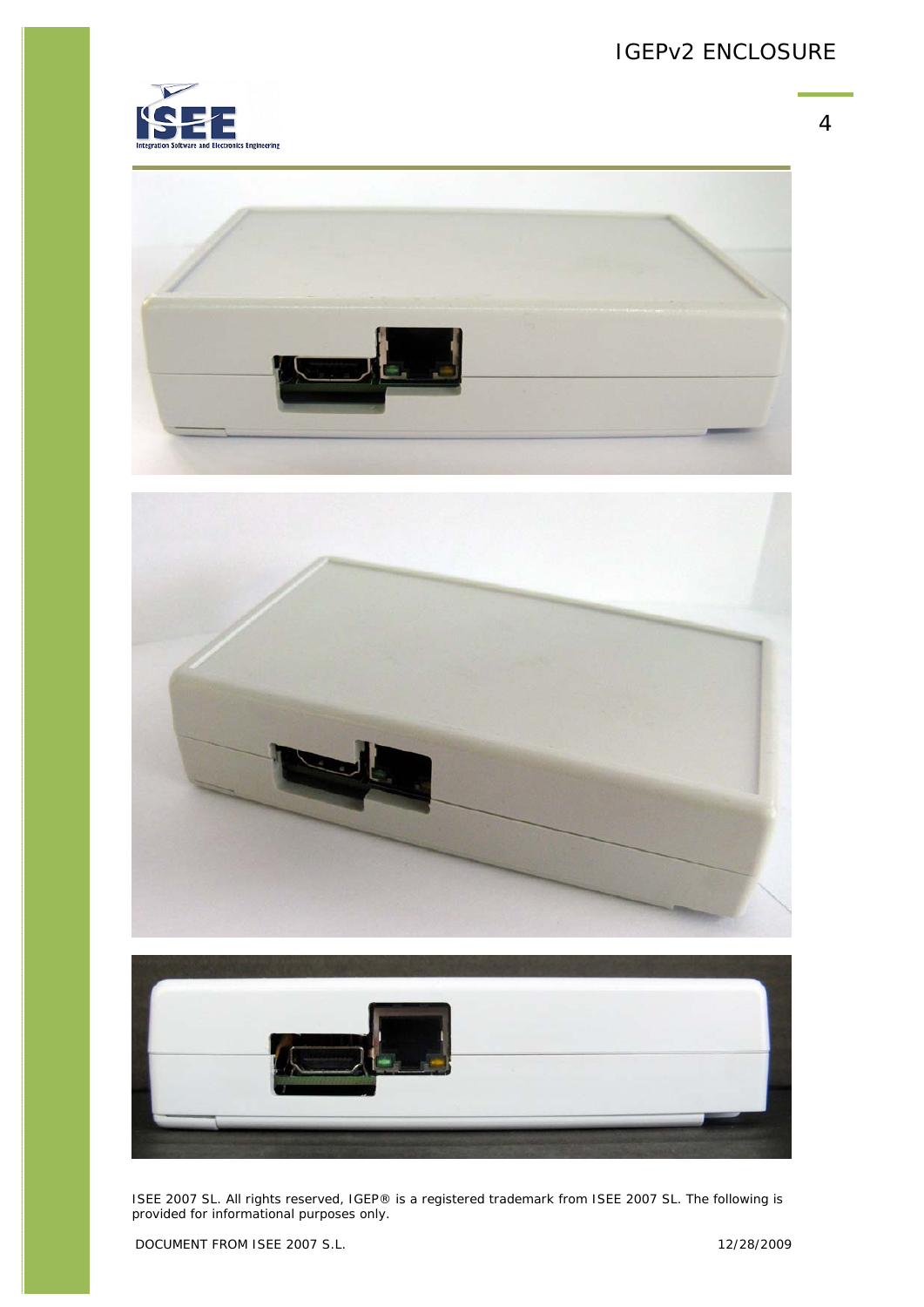ISEE 2007 SL. All rights reserved, IGEP® is a registered trademark from ISEE 2007 SL. The following is provided for informational purposes only.

DOCUMENT FROM ISEE 2007 S.L.

12/28/2009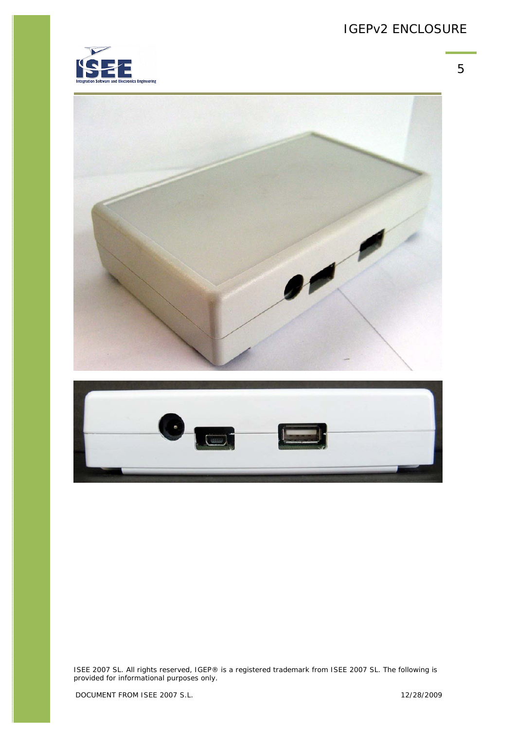ISEE 2007 SL. All rights reserved, IGEP® is a registered trademark from ISEE 2007 SL. The following is provided for informational purposes only.

DOCUMENT FROM ISEE 2007 S.L. 12/28/2009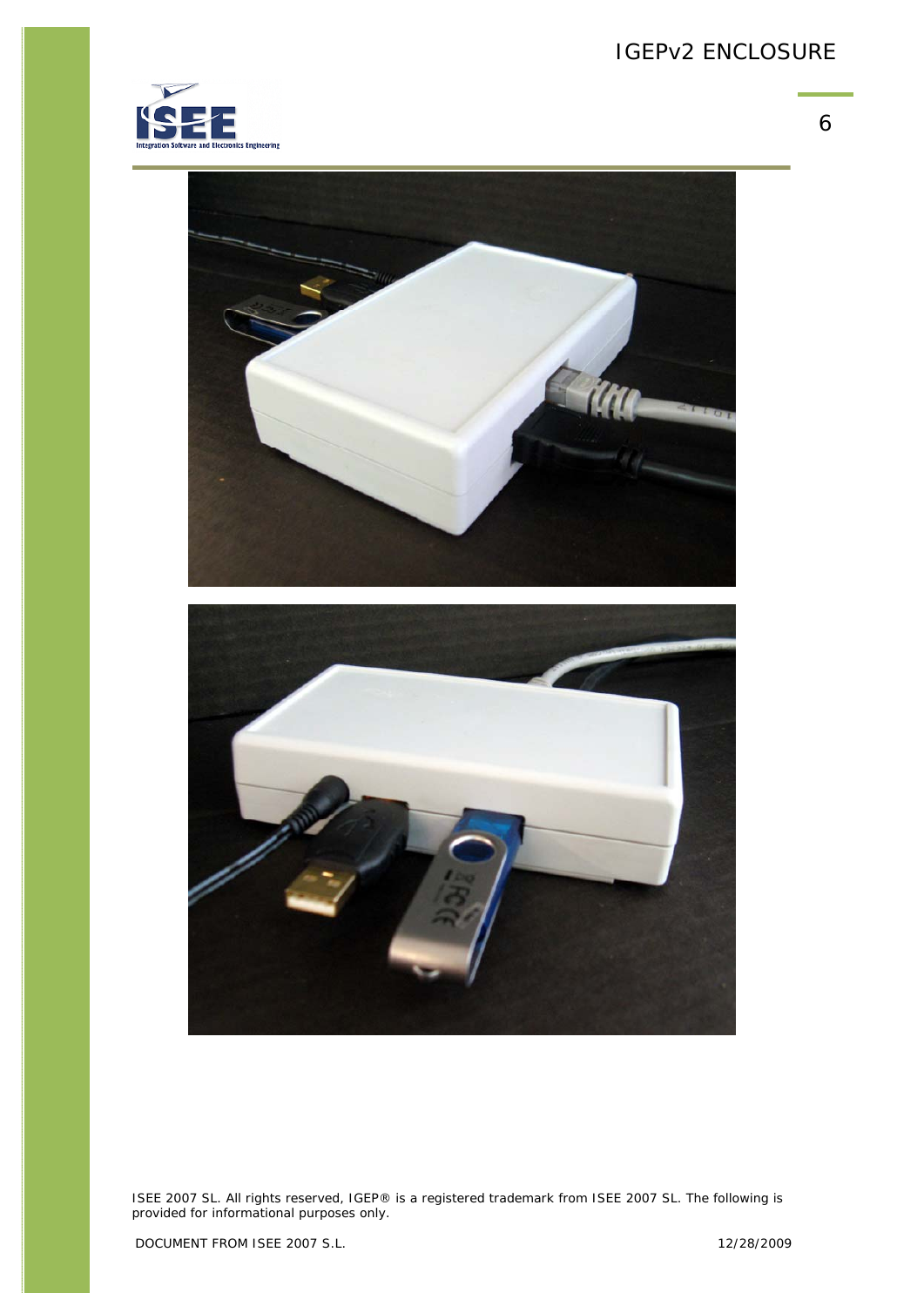ISEE 2007 SL. All rights reserved, IGEP® is a registered trademark from ISEE 2007 SL. The following is provided for informational purposes only.

DOCUMENT FROM ISEE 2007 S.L.

12/28/2009